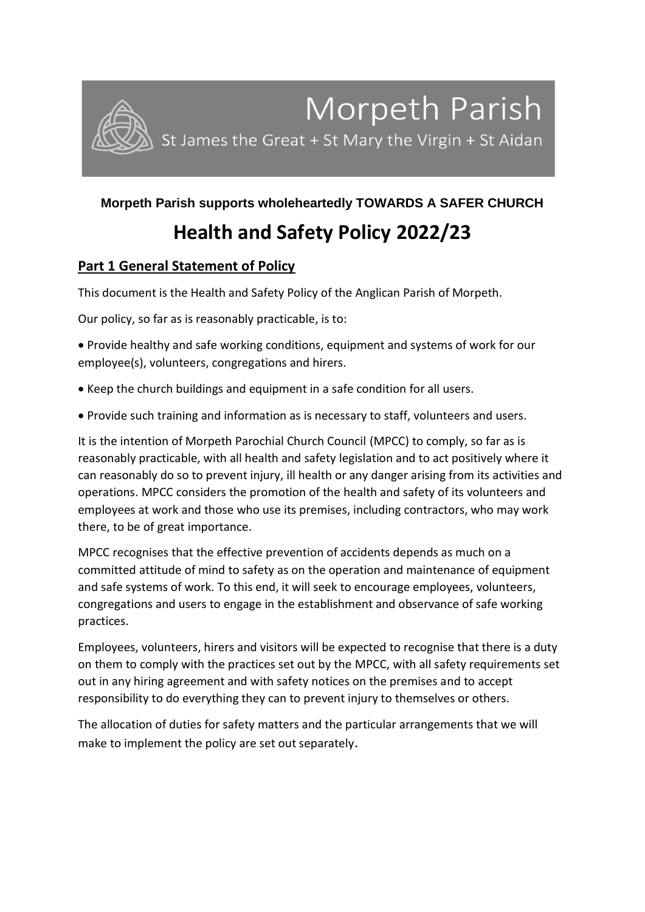Morpeth Parish

St James the Great + St Mary the Virgin + St Aidan

**Morpeth Parish supports wholeheartedly TOWARDS A SAFER CHURCH**

# Health and Safety Policy 2022/23

## Part 1 General Statement of Policy

This document is the Health and Safety Policy of the Anglican Parish of Morpeth.

Our policy, so far as is reasonably practicable, is to:

- Provide healthy and safe working conditions, equipment and systems of work for our employee(s), volunteers, congregations and hirers.
- Keep the church buildings and equipment in a safe condition for all users.
- Provide such training and information as is necessary to staff, volunteers and users.

It is the intention of Morpeth Parochial Church Council (MPCC) to comply, so far as is reasonably practicable, with all health and safety legislation and to act positively where it can reasonably do so to prevent injury, ill health or any danger arising from its activities and operations. MPCC considers the promotion of the health and safety of its volunteers and employees at work and those who use its premises, including contractors, who may work there, to be of great importance.

MPCC recognises that the effective prevention of accidents depends as much on a committed attitude of mind to safety as on the operation and maintenance of equipment and safe systems of work. To this end, it will seek to encourage employees, volunteers, congregations and users to engage in the establishment and observance of safe working practices.

Employees, volunteers, hirers and visitors will be expected to recognise that there is a duty on them to comply with the practices set out by the MPCC, with all safety requirements set out in any hiring agreement and with safety notices on the premises and to accept responsibility to do everything they can to prevent injury to themselves or others.

The allocation of duties for safety matters and the particular arrangements that we will make to implement the policy are set out separately.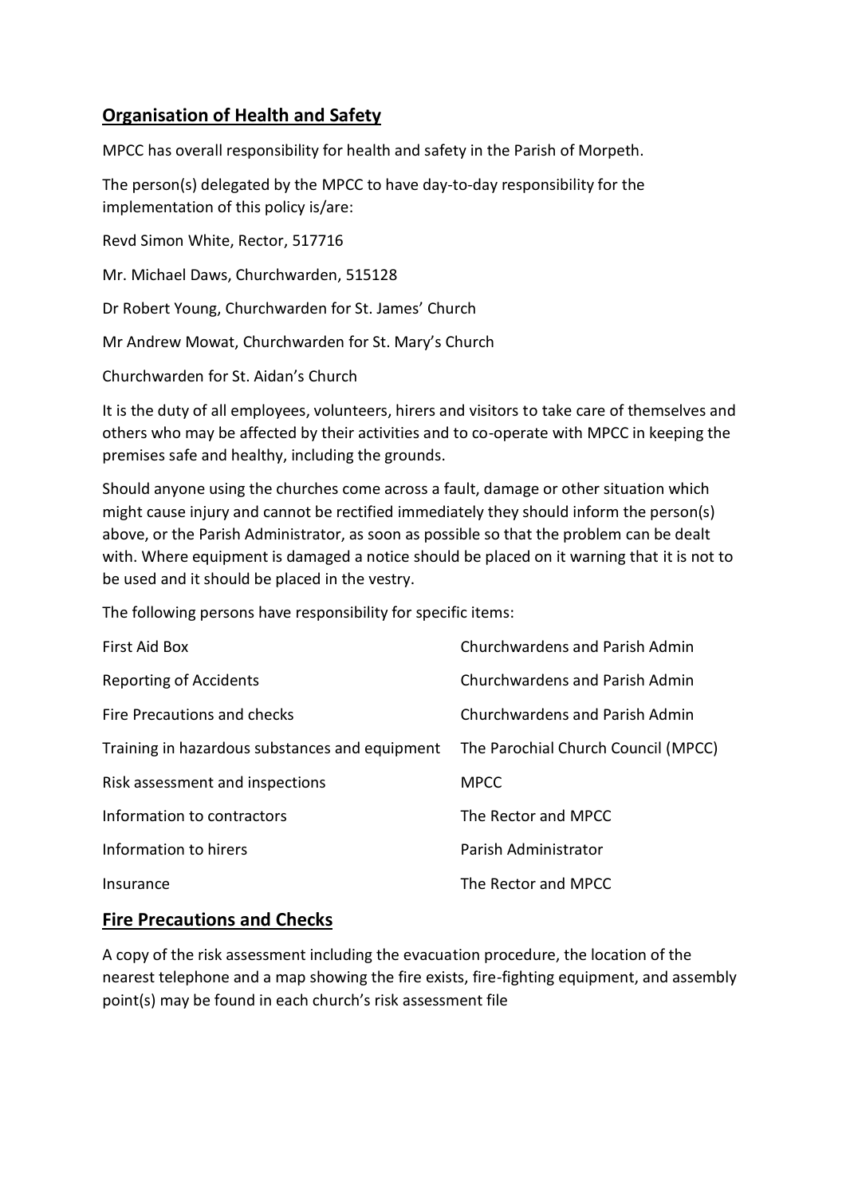## Organisation of Health and Safety

MPCC has overall responsibility for health and safety in the Parish of Morpeth.

The person(s) delegated by the MPCC to have day-to-day responsibility for the implementation of this policy is/are:

Revd Simon White, Rector, 517716

Mr. Michael Daws, Churchwarden, 515128

Dr Robert Young, Churchwarden for St. James' Church

Mr Andrew Mowat, Churchwarden for St. Mary's Church

Churchwarden for St. Aidan's Church

It is the duty of all employees, volunteers, hirers and visitors to take care of themselves and others who may be affected by their activities and to co-operate with MPCC in keeping the premises safe and healthy, including the grounds.

Should anyone using the churches come across a fault, damage or other situation which might cause injury and cannot be rectified immediately they should inform the person(s) above, or the Parish Administrator, as soon as possible so that the problem can be dealt with. Where equipment is damaged a notice should be placed on it warning that it is not to be used and it should be placed in the vestry.

The following persons have responsibility for specific items:

| | |
|---|---|
| First Aid Box | Churchwardens and Parish Admin |
| Reporting of Accidents | Churchwardens and Parish Admin |
| Fire Precautions and checks | Churchwardens and Parish Admin |
| Training in hazardous substances and equipment | The Parochial Church Council (MPCC) |
| Risk assessment and inspections | MPCC |
| Information to contractors | The Rector and MPCC |
| Information to hirers | Parish Administrator |
| Insurance | The Rector and MPCC |

## Fire Precautions and Checks

A copy of the risk assessment including the evacuation procedure, the location of the nearest telephone and a map showing the fire exists, fire-fighting equipment, and assembly point(s) may be found in each church's risk assessment file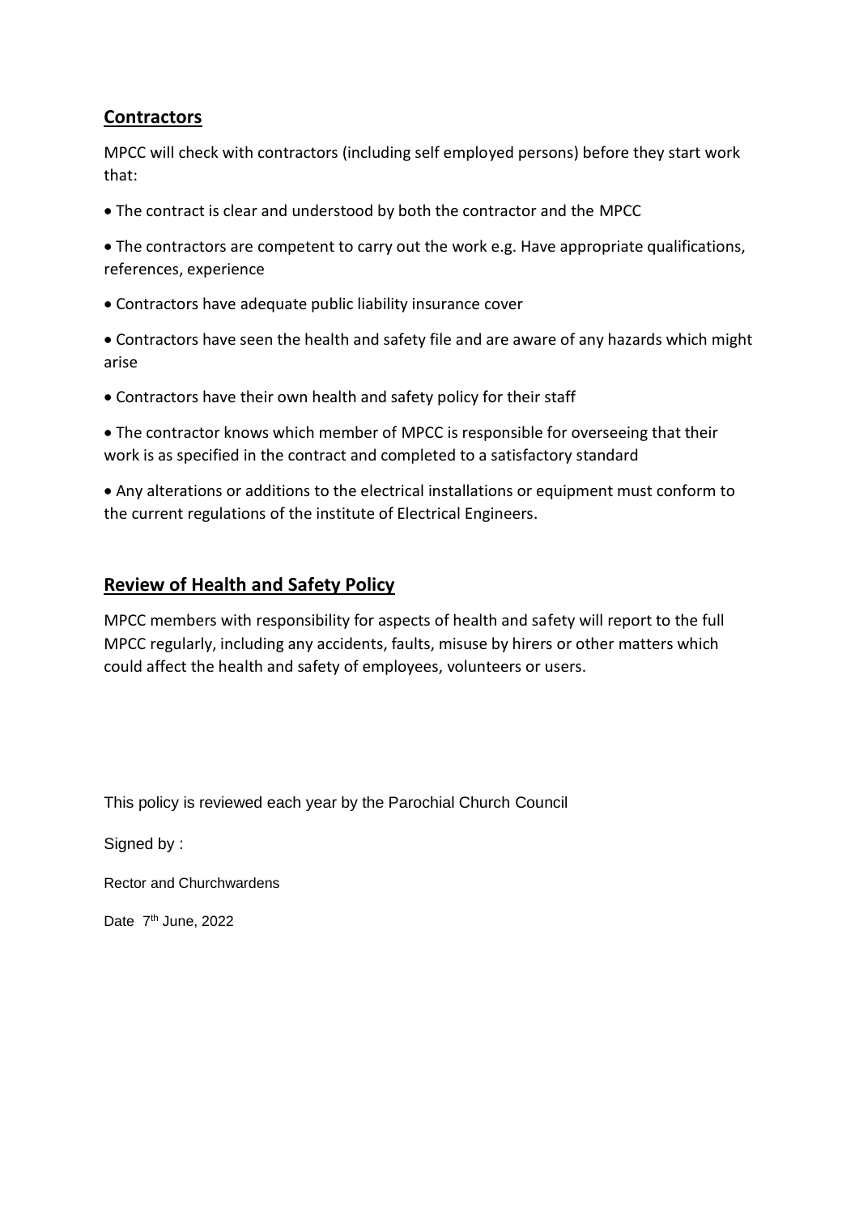## Contractors

MPCC will check with contractors (including self employed persons) before they start work that:

- The contract is clear and understood by both the contractor and the MPCC
- The contractors are competent to carry out the work e.g. Have appropriate qualifications, references, experience
- Contractors have adequate public liability insurance cover
- Contractors have seen the health and safety file and are aware of any hazards which might arise
- Contractors have their own health and safety policy for their staff
- The contractor knows which member of MPCC is responsible for overseeing that their work is as specified in the contract and completed to a satisfactory standard
- Any alterations or additions to the electrical installations or equipment must conform to the current regulations of the institute of Electrical Engineers.

## Review of Health and Safety Policy

MPCC members with responsibility for aspects of health and safety will report to the full MPCC regularly, including any accidents, faults, misuse by hirers or other matters which could affect the health and safety of employees, volunteers or users.

This policy is reviewed each year by the Parochial Church Council

Signed by :

Rector and Churchwardens

Date 7th June, 2022